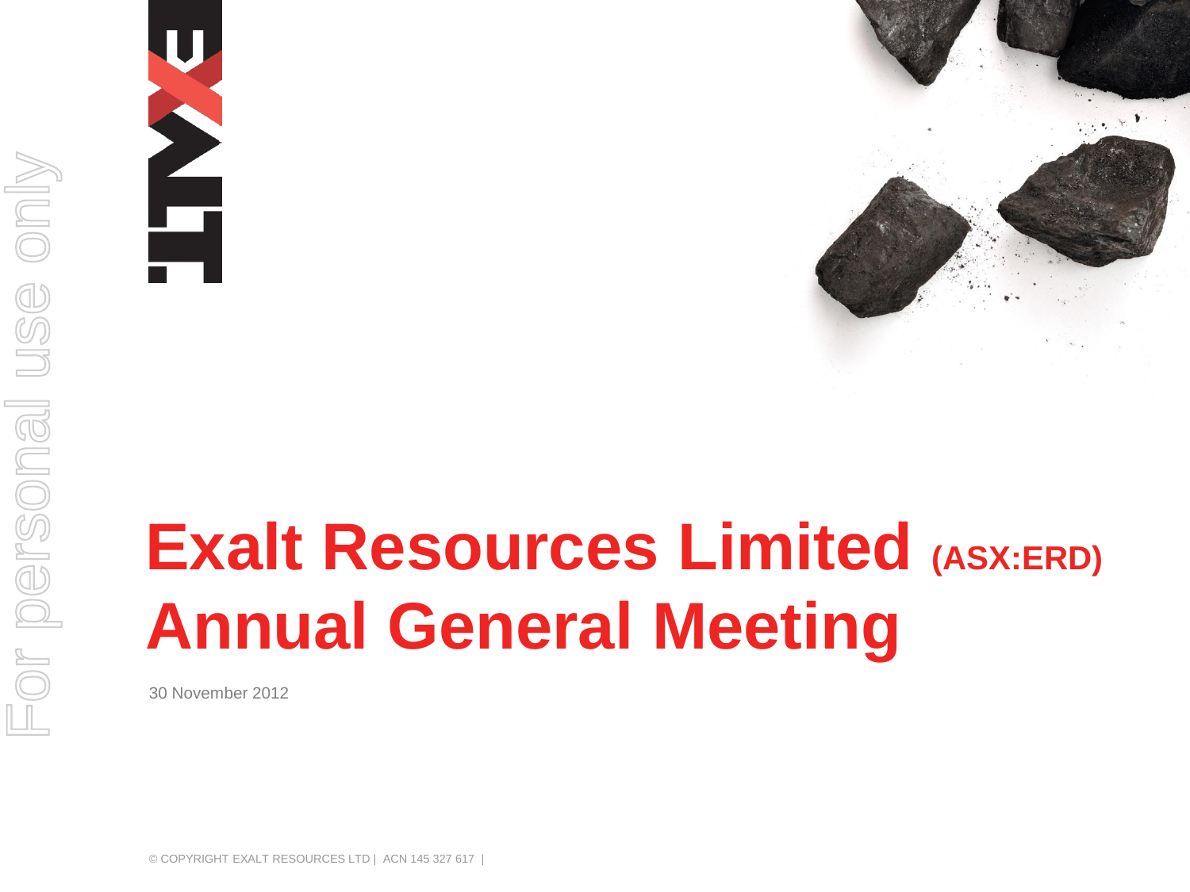# Exalt Resources Limited (ASX:ERD) Annual General Meeting

30 November 2012

© COPYRIGHT EXALT RESOURCES LTD | ACN 145 327 617 |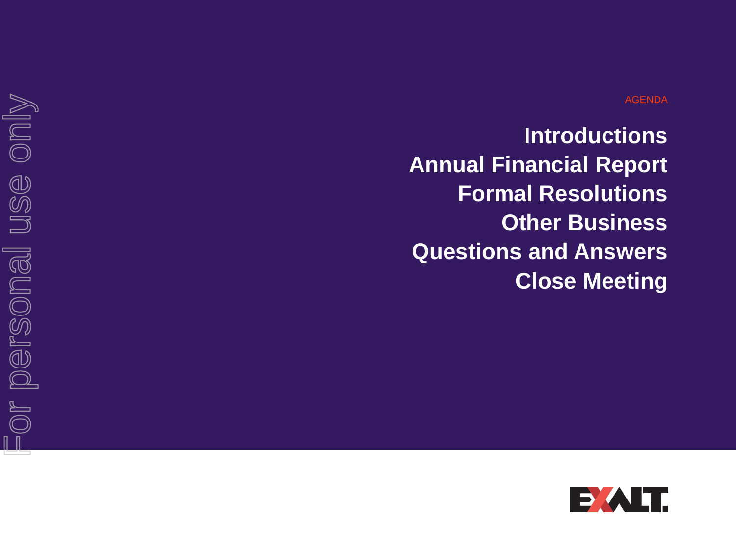AGENDA

**Introductions**
**Annual Financial Report**
**Formal Resolutions**
**Other Business**
**Questions and Answers**
**Close Meeting**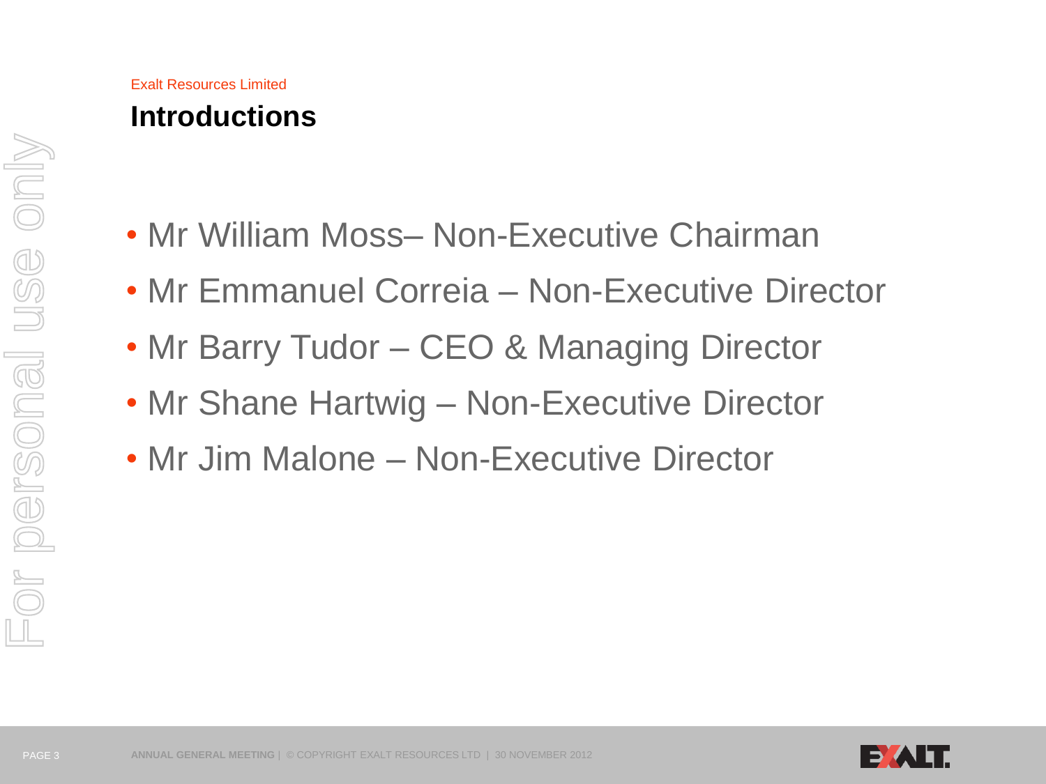Exalt Resources Limited

# Introductions

- Mr William Moss– Non-Executive Chairman
- Mr Emmanuel Correia – Non-Executive Director
- Mr Barry Tudor – CEO & Managing Director
- Mr Shane Hartwig – Non-Executive Director
- Mr Jim Malone – Non-Executive Director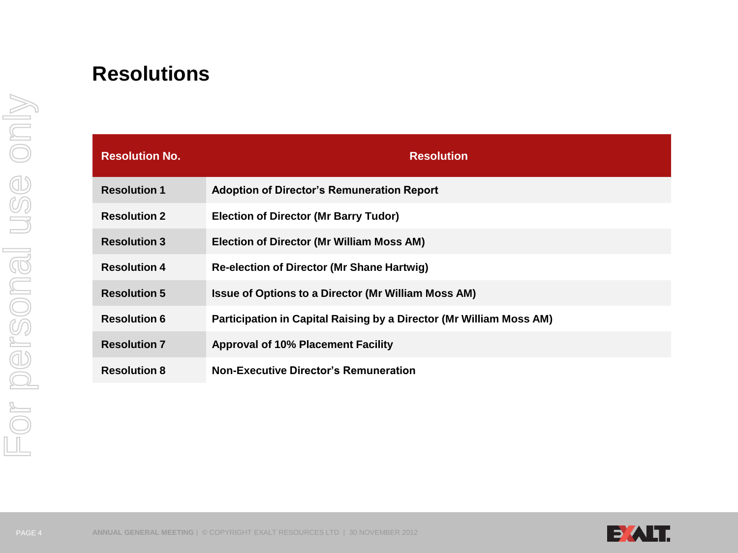# Resolutions

| Resolution No. | Resolution |
|---|---|
| **Resolution 1** | **Adoption of Director's Remuneration Report** |
| **Resolution 2** | **Election of Director (Mr Barry Tudor)** |
| **Resolution 3** | **Election of Director (Mr William Moss AM)** |
| **Resolution 4** | **Re-election of Director (Mr Shane Hartwig)** |
| **Resolution 5** | **Issue of Options to a Director (Mr William Moss AM)** |
| **Resolution 6** | **Participation in Capital Raising by a Director (Mr William Moss AM)** |
| **Resolution 7** | **Approval of 10% Placement Facility** |
| **Resolution 8** | **Non-Executive Director's Remuneration** |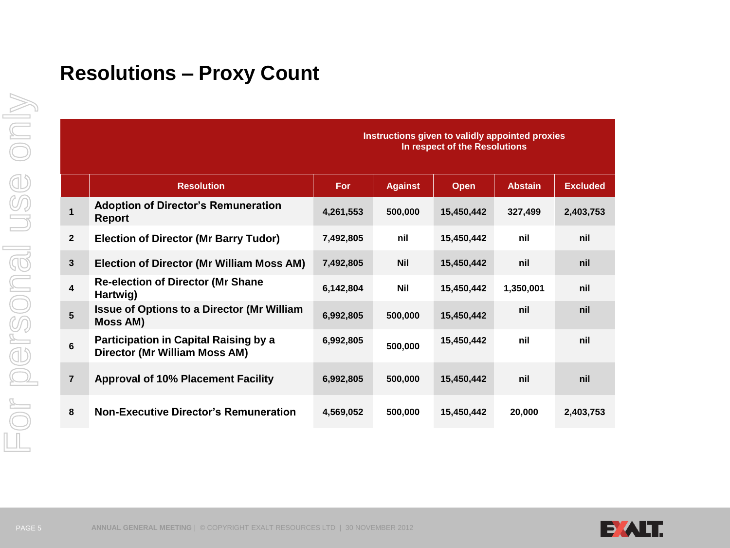# Resolutions – Proxy Count

| | | Instructions given to validly appointed proxies In respect of the Resolutions | | | | |
|---|---|---|---|---|---|---|
| | **Resolution** | **For** | **Against** | **Open** | **Abstain** | **Excluded** |
| 1 | **Adoption of Director's Remuneration Report** | 4,261,553 | 500,000 | 15,450,442 | 327,499 | 2,403,753 |
| 2 | **Election of Director (Mr Barry Tudor)** | 7,492,805 | nil | 15,450,442 | nil | nil |
| 3 | **Election of Director (Mr William Moss AM)** | 7,492,805 | Nil | 15,450,442 | nil | nil |
| 4 | **Re-election of Director (Mr Shane Hartwig)** | 6,142,804 | Nil | 15,450,442 | 1,350,001 | nil |
| 5 | **Issue of Options to a Director (Mr William Moss AM)** | 6,992,805 | 500,000 | 15,450,442 | nil | nil |
| 6 | **Participation in Capital Raising by a Director (Mr William Moss AM)** | 6,992,805 | 500,000 | 15,450,442 | nil | nil |
| 7 | **Approval of 10% Placement Facility** | 6,992,805 | 500,000 | 15,450,442 | nil | nil |
| 8 | **Non-Executive Director's Remuneration** | 4,569,052 | 500,000 | 15,450,442 | 20,000 | 2,403,753 |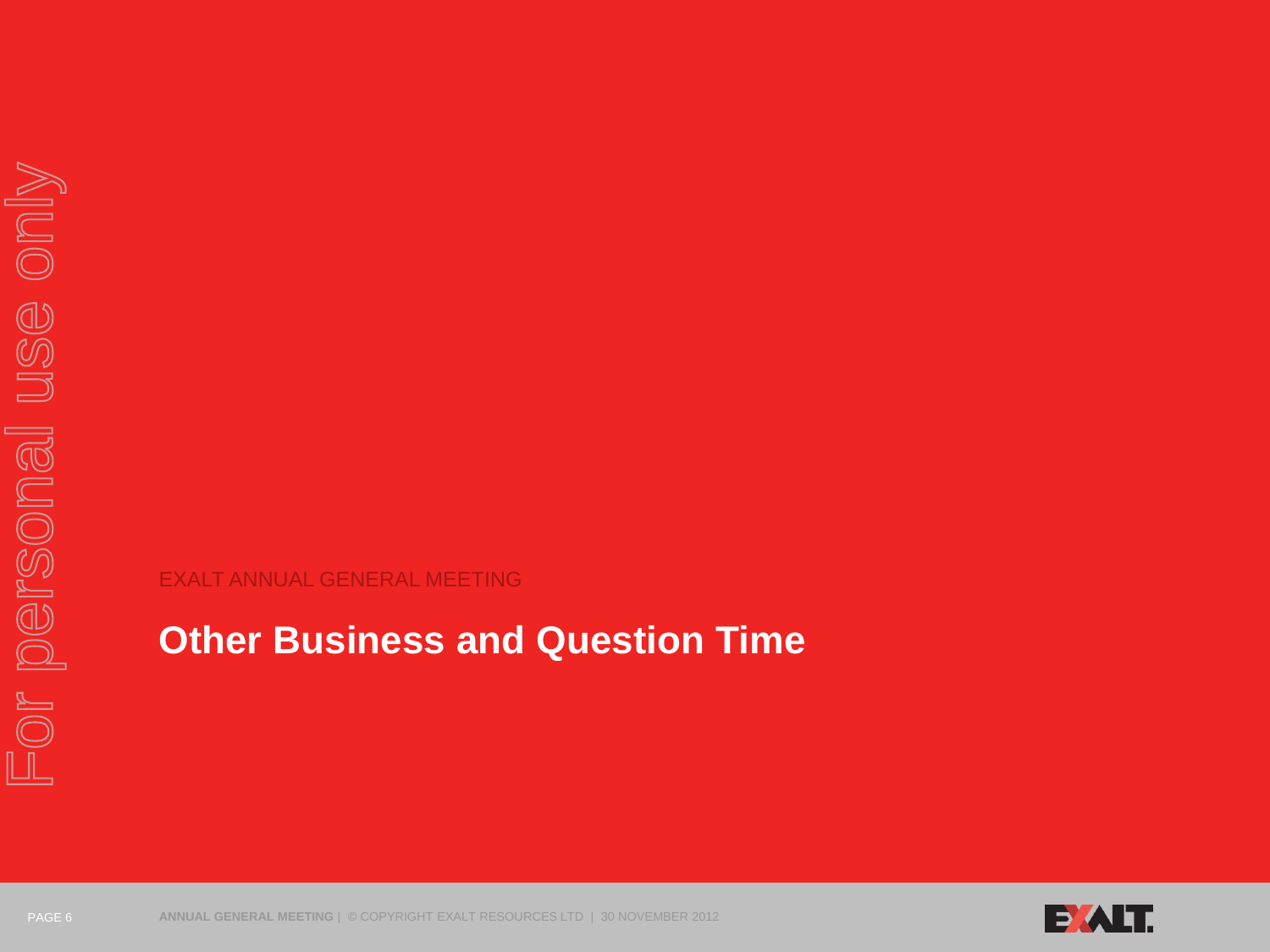EXALT ANNUAL GENERAL MEETING

# Other Business and Question Time